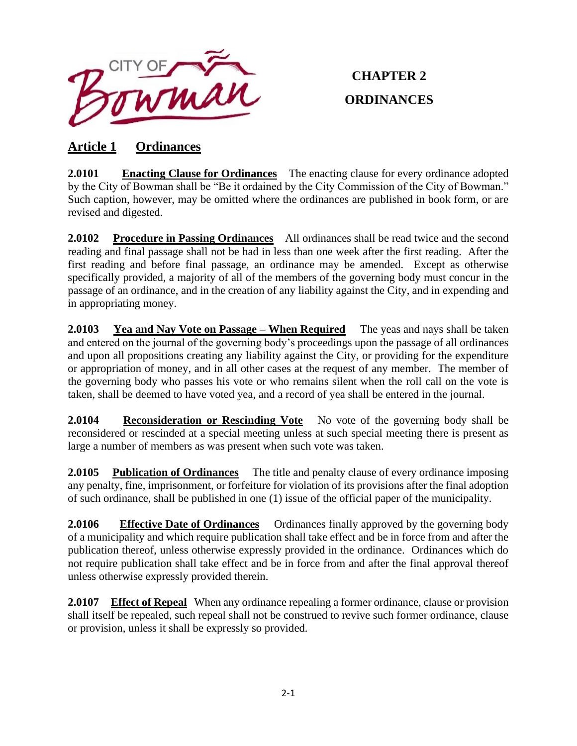CITY OF Bowman

# CHAPTER 2

# ORDINANCES

## Article 1 Ordinances

**2.0101 Enacting Clause for Ordinances** The enacting clause for every ordinance adopted by the City of Bowman shall be "Be it ordained by the City Commission of the City of Bowman." Such caption, however, may be omitted where the ordinances are published in book form, or are revised and digested.

**2.0102 Procedure in Passing Ordinances** All ordinances shall be read twice and the second reading and final passage shall not be had in less than one week after the first reading. After the first reading and before final passage, an ordinance may be amended. Except as otherwise specifically provided, a majority of all of the members of the governing body must concur in the passage of an ordinance, and in the creation of any liability against the City, and in expending and in appropriating money.

**2.0103 Yea and Nay Vote on Passage – When Required** The yeas and nays shall be taken and entered on the journal of the governing body's proceedings upon the passage of all ordinances and upon all propositions creating any liability against the City, or providing for the expenditure or appropriation of money, and in all other cases at the request of any member. The member of the governing body who passes his vote or who remains silent when the roll call on the vote is taken, shall be deemed to have voted yea, and a record of yea shall be entered in the journal.

**2.0104 Reconsideration or Rescinding Vote** No vote of the governing body shall be reconsidered or rescinded at a special meeting unless at such special meeting there is present as large a number of members as was present when such vote was taken.

**2.0105 Publication of Ordinances** The title and penalty clause of every ordinance imposing any penalty, fine, imprisonment, or forfeiture for violation of its provisions after the final adoption of such ordinance, shall be published in one (1) issue of the official paper of the municipality.

**2.0106 Effective Date of Ordinances** Ordinances finally approved by the governing body of a municipality and which require publication shall take effect and be in force from and after the publication thereof, unless otherwise expressly provided in the ordinance. Ordinances which do not require publication shall take effect and be in force from and after the final approval thereof unless otherwise expressly provided therein.

**2.0107 Effect of Repeal** When any ordinance repealing a former ordinance, clause or provision shall itself be repealed, such repeal shall not be construed to revive such former ordinance, clause or provision, unless it shall be expressly so provided.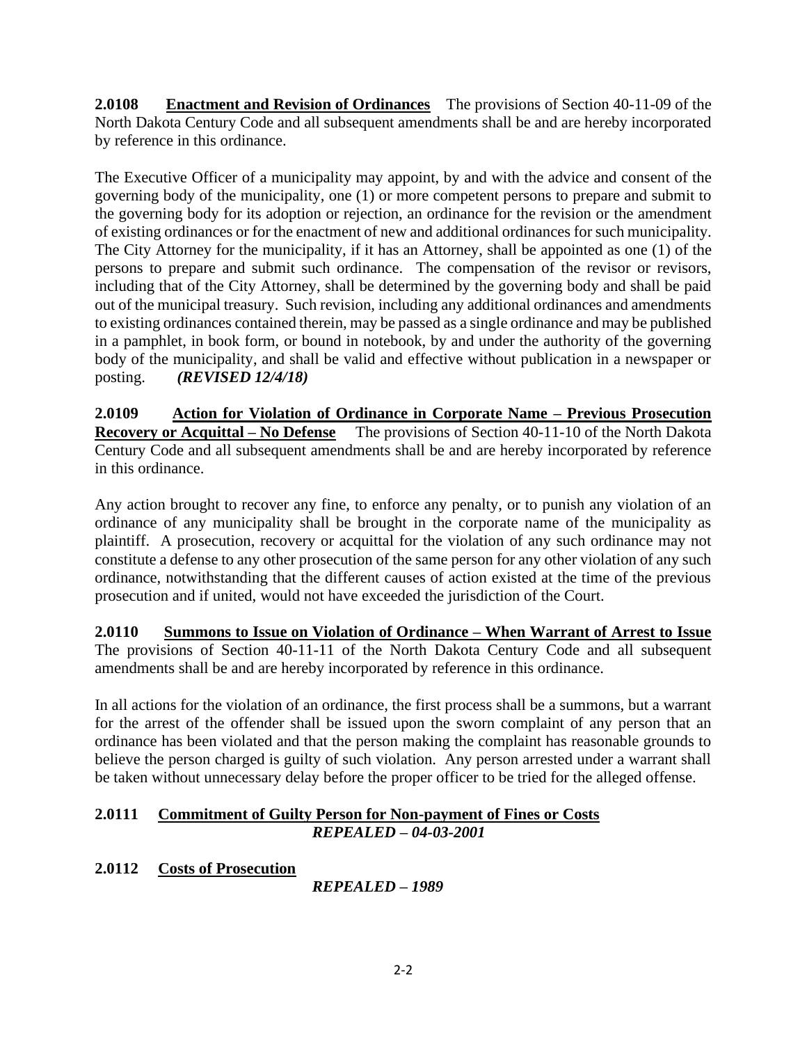**2.0108 <u>Enactment and Revision of Ordinances</u>** The provisions of Section 40-11-09 of the North Dakota Century Code and all subsequent amendments shall be and are hereby incorporated by reference in this ordinance.

The Executive Officer of a municipality may appoint, by and with the advice and consent of the governing body of the municipality, one (1) or more competent persons to prepare and submit to the governing body for its adoption or rejection, an ordinance for the revision or the amendment of existing ordinances or for the enactment of new and additional ordinances for such municipality. The City Attorney for the municipality, if it has an Attorney, shall be appointed as one (1) of the persons to prepare and submit such ordinance. The compensation of the revisor or revisors, including that of the City Attorney, shall be determined by the governing body and shall be paid out of the municipal treasury. Such revision, including any additional ordinances and amendments to existing ordinances contained therein, may be passed as a single ordinance and may be published in a pamphlet, in book form, or bound in notebook, by and under the authority of the governing body of the municipality, and shall be valid and effective without publication in a newspaper or posting. ***(REVISED 12/4/18)***

**2.0109 <u>Action for Violation of Ordinance in Corporate Name – Previous Prosecution Recovery or Acquittal – No Defense</u>** The provisions of Section 40-11-10 of the North Dakota Century Code and all subsequent amendments shall be and are hereby incorporated by reference in this ordinance.

Any action brought to recover any fine, to enforce any penalty, or to punish any violation of an ordinance of any municipality shall be brought in the corporate name of the municipality as plaintiff. A prosecution, recovery or acquittal for the violation of any such ordinance may not constitute a defense to any other prosecution of the same person for any other violation of any such ordinance, notwithstanding that the different causes of action existed at the time of the previous prosecution and if united, would not have exceeded the jurisdiction of the Court.

**2.0110 <u>Summons to Issue on Violation of Ordinance – When Warrant of Arrest to Issue</u>** The provisions of Section 40-11-11 of the North Dakota Century Code and all subsequent amendments shall be and are hereby incorporated by reference in this ordinance.

In all actions for the violation of an ordinance, the first process shall be a summons, but a warrant for the arrest of the offender shall be issued upon the sworn complaint of any person that an ordinance has been violated and that the person making the complaint has reasonable grounds to believe the person charged is guilty of such violation. Any person arrested under a warrant shall be taken without unnecessary delay before the proper officer to be tried for the alleged offense.

**2.0111 <u>Commitment of Guilty Person for Non-payment of Fines or Costs</u>**
***REPEALED – 04-03-2001***

**2.0112 <u>Costs of Prosecution</u>**
***REPEALED – 1989***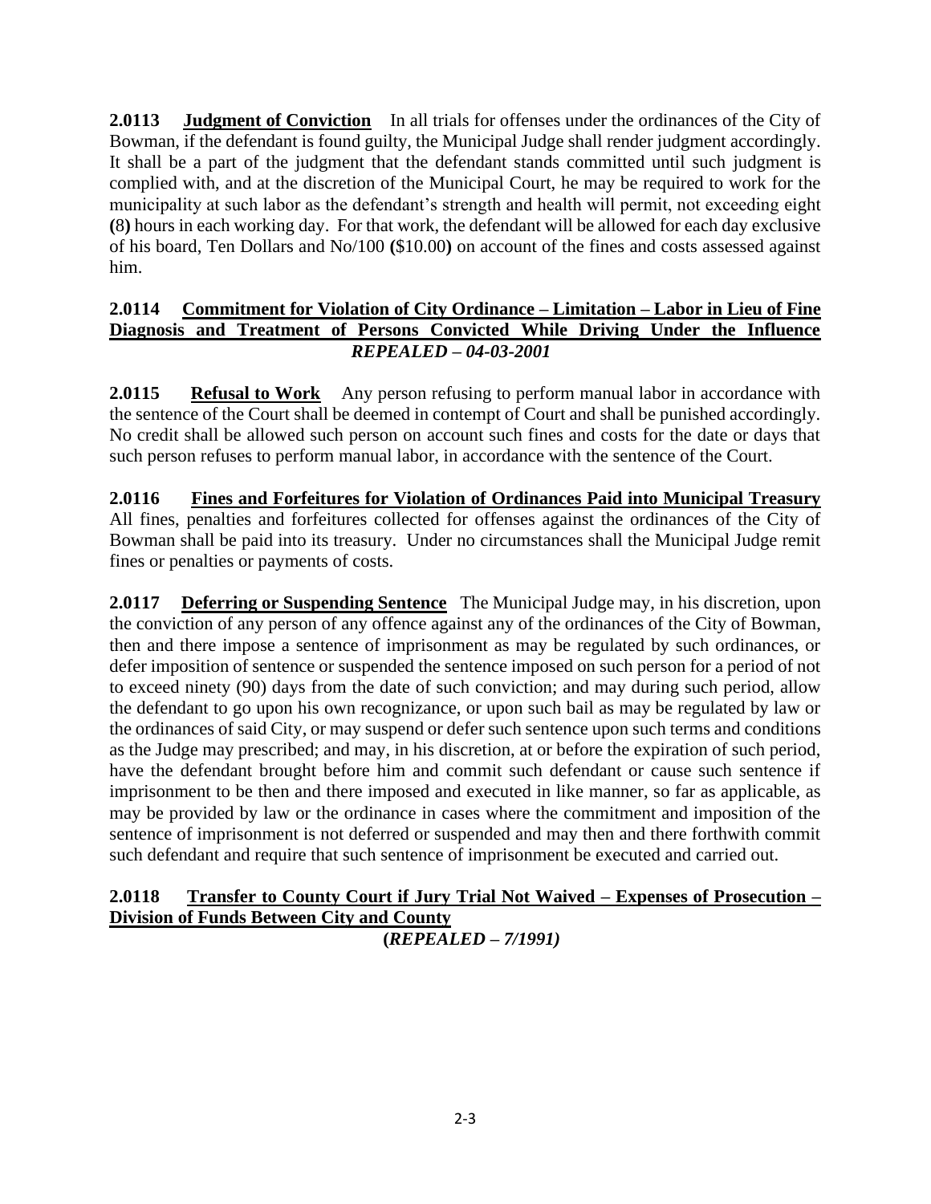**2.0113 <u>Judgment of Conviction</u>** In all trials for offenses under the ordinances of the City of Bowman, if the defendant is found guilty, the Municipal Judge shall render judgment accordingly. It shall be a part of the judgment that the defendant stands committed until such judgment is complied with, and at the discretion of the Municipal Court, he may be required to work for the municipality at such labor as the defendant's strength and health will permit, not exceeding eight **(**8**)** hours in each working day. For that work, the defendant will be allowed for each day exclusive of his board, Ten Dollars and No/100 **(**$10.00**)** on account of the fines and costs assessed against him.

**2.0114 <u>Commitment for Violation of City Ordinance – Limitation – Labor in Lieu of Fine Diagnosis and Treatment of Persons Convicted While Driving Under the Influence</u>** ***REPEALED – 04-03-2001***

**2.0115 <u>Refusal to Work</u>** Any person refusing to perform manual labor in accordance with the sentence of the Court shall be deemed in contempt of Court and shall be punished accordingly. No credit shall be allowed such person on account such fines and costs for the date or days that such person refuses to perform manual labor, in accordance with the sentence of the Court.

**2.0116 <u>Fines and Forfeitures for Violation of Ordinances Paid into Municipal Treasury</u>** All fines, penalties and forfeitures collected for offenses against the ordinances of the City of Bowman shall be paid into its treasury. Under no circumstances shall the Municipal Judge remit fines or penalties or payments of costs.

**2.0117 <u>Deferring or Suspending Sentence</u>** The Municipal Judge may, in his discretion, upon the conviction of any person of any offence against any of the ordinances of the City of Bowman, then and there impose a sentence of imprisonment as may be regulated by such ordinances, or defer imposition of sentence or suspended the sentence imposed on such person for a period of not to exceed ninety (90) days from the date of such conviction; and may during such period, allow the defendant to go upon his own recognizance, or upon such bail as may be regulated by law or the ordinances of said City, or may suspend or defer such sentence upon such terms and conditions as the Judge may prescribed; and may, in his discretion, at or before the expiration of such period, have the defendant brought before him and commit such defendant or cause such sentence if imprisonment to be then and there imposed and executed in like manner, so far as applicable, as may be provided by law or the ordinance in cases where the commitment and imposition of the sentence of imprisonment is not deferred or suspended and may then and there forthwith commit such defendant and require that such sentence of imprisonment be executed and carried out.

**2.0118 <u>Transfer to County Court if Jury Trial Not Waived – Expenses of Prosecution – Division of Funds Between City and County</u>**

**(*REPEALED – 7/1991)***